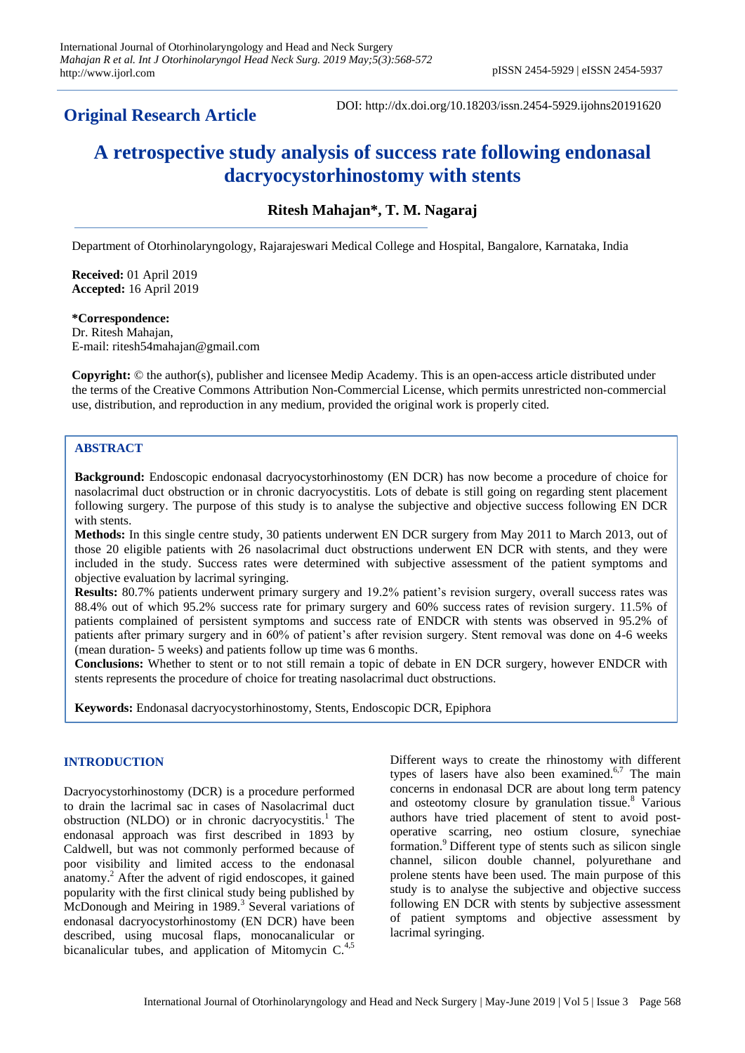**Original Research Article**

DOI: http://dx.doi.org/10.18203/issn.2454-5929.ijohns20191620

# A retrospective study analysis of success rate following endonasal dacryocystorhinostomy with stents

**Ritesh Mahajan\*, T. M. Nagaraj**

Department of Otorhinolaryngology, Rajarajeswari Medical College and Hospital, Bangalore, Karnataka, India

**Received:** 01 April 2019
**Accepted:** 16 April 2019

**\*Correspondence:**
Dr. Ritesh Mahajan,
E-mail: ritesh54mahajan@gmail.com

**Copyright:** © the author(s), publisher and licensee Medip Academy. This is an open-access article distributed under the terms of the Creative Commons Attribution Non-Commercial License, which permits unrestricted non-commercial use, distribution, and reproduction in any medium, provided the original work is properly cited.

## ABSTRACT

**Background:** Endoscopic endonasal dacryocystorhinostomy (EN DCR) has now become a procedure of choice for nasolacrimal duct obstruction or in chronic dacryocystitis. Lots of debate is still going on regarding stent placement following surgery. The purpose of this study is to analyse the subjective and objective success following EN DCR with stents.

**Methods:** In this single centre study, 30 patients underwent EN DCR surgery from May 2011 to March 2013, out of those 20 eligible patients with 26 nasolacrimal duct obstructions underwent EN DCR with stents, and they were included in the study. Success rates were determined with subjective assessment of the patient symptoms and objective evaluation by lacrimal syringing.

**Results:** 80.7% patients underwent primary surgery and 19.2% patient's revision surgery, overall success rates was 88.4% out of which 95.2% success rate for primary surgery and 60% success rates of revision surgery. 11.5% of patients complained of persistent symptoms and success rate of ENDCR with stents was observed in 95.2% of patients after primary surgery and in 60% of patient's after revision surgery. Stent removal was done on 4-6 weeks (mean duration- 5 weeks) and patients follow up time was 6 months.

**Conclusions:** Whether to stent or to not still remain a topic of debate in EN DCR surgery, however ENDCR with stents represents the procedure of choice for treating nasolacrimal duct obstructions.

**Keywords:** Endonasal dacryocystorhinostomy, Stents, Endoscopic DCR, Epiphora

## INTRODUCTION

Dacryocystorhinostomy (DCR) is a procedure performed to drain the lacrimal sac in cases of Nasolacrimal duct obstruction (NLDO) or in chronic dacryocystitis.[1] The endonasal approach was first described in 1893 by Caldwell, but was not commonly performed because of poor visibility and limited access to the endonasal anatomy.[2] After the advent of rigid endoscopes, it gained popularity with the first clinical study being published by McDonough and Meiring in 1989.[3] Several variations of endonasal dacryocystorhinostomy (EN DCR) have been described, using mucosal flaps, monocanalicular or bicanalicular tubes, and application of Mitomycin C.[4,5] Different ways to create the rhinostomy with different types of lasers have also been examined.[6,7] The main concerns in endonasal DCR are about long term patency and osteotomy closure by granulation tissue.[8] Various authors have tried placement of stent to avoid post-operative scarring, neo ostium closure, synechiae formation.[9] Different type of stents such as silicon single channel, silicon double channel, polyurethane and prolene stents have been used. The main purpose of this study is to analyse the subjective and objective success following EN DCR with stents by subjective assessment of patient symptoms and objective assessment by lacrimal syringing.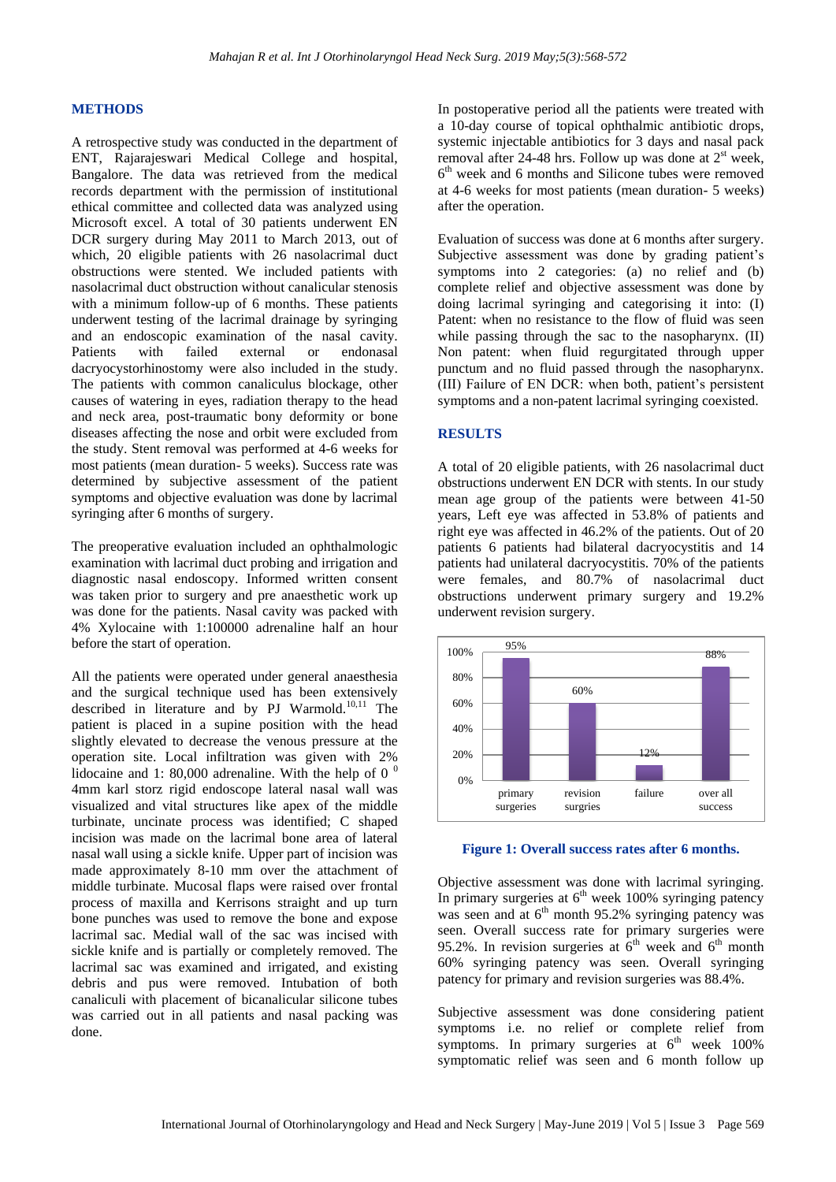## METHODS

A retrospective study was conducted in the department of ENT, Rajarajeswari Medical College and hospital, Bangalore. The data was retrieved from the medical records department with the permission of institutional ethical committee and collected data was analyzed using Microsoft excel. A total of 30 patients underwent EN DCR surgery during May 2011 to March 2013, out of which, 20 eligible patients with 26 nasolacrimal duct obstructions were stented. We included patients with nasolacrimal duct obstruction without canalicular stenosis with a minimum follow-up of 6 months. These patients underwent testing of the lacrimal drainage by syringing and an endoscopic examination of the nasal cavity. Patients with failed external or endonasal dacryocystorhinostomy were also included in the study. The patients with common canaliculus blockage, other causes of watering in eyes, radiation therapy to the head and neck area, post-traumatic bony deformity or bone diseases affecting the nose and orbit were excluded from the study. Stent removal was performed at 4-6 weeks for most patients (mean duration- 5 weeks). Success rate was determined by subjective assessment of the patient symptoms and objective evaluation was done by lacrimal syringing after 6 months of surgery.

The preoperative evaluation included an ophthalmologic examination with lacrimal duct probing and irrigation and diagnostic nasal endoscopy. Informed written consent was taken prior to surgery and pre anaesthetic work up was done for the patients. Nasal cavity was packed with 4% Xylocaine with 1:100000 adrenaline half an hour before the start of operation.

All the patients were operated under general anaesthesia and the surgical technique used has been extensively described in literature and by PJ Warmold.[10,11] The patient is placed in a supine position with the head slightly elevated to decrease the venous pressure at the operation site. Local infiltration was given with 2% lidocaine and 1: 80,000 adrenaline. With the help of $0^{0}$ 4mm karl storz rigid endoscope lateral nasal wall was visualized and vital structures like apex of the middle turbinate, uncinate process was identified; C shaped incision was made on the lacrimal bone area of lateral nasal wall using a sickle knife. Upper part of incision was made approximately 8-10 mm over the attachment of middle turbinate. Mucosal flaps were raised over frontal process of maxilla and Kerrisons straight and up turn bone punches was used to remove the bone and expose lacrimal sac. Medial wall of the sac was incised with sickle knife and is partially or completely removed. The lacrimal sac was examined and irrigated, and existing debris and pus were removed. Intubation of both canaliculi with placement of bicanalicular silicone tubes was carried out in all patients and nasal packing was done.

In postoperative period all the patients were treated with a 10-day course of topical ophthalmic antibiotic drops, systemic injectable antibiotics for 3 days and nasal pack removal after 24-48 hrs. Follow up was done at 2st week, 6th week and 6 months and Silicone tubes were removed at 4-6 weeks for most patients (mean duration- 5 weeks) after the operation.

Evaluation of success was done at 6 months after surgery. Subjective assessment was done by grading patient's symptoms into 2 categories: (a) no relief and (b) complete relief and objective assessment was done by doing lacrimal syringing and categorising it into: (I) Patent: when no resistance to the flow of fluid was seen while passing through the sac to the nasopharynx. (II) Non patent: when fluid regurgitated through upper punctum and no fluid passed through the nasopharynx. (III) Failure of EN DCR: when both, patient's persistent symptoms and a non-patent lacrimal syringing coexisted.

## RESULTS

A total of 20 eligible patients, with 26 nasolacrimal duct obstructions underwent EN DCR with stents. In our study mean age group of the patients were between 41-50 years, Left eye was affected in 53.8% of patients and right eye was affected in 46.2% of the patients. Out of 20 patients 6 patients had bilateral dacryocystitis and 14 patients had unilateral dacryocystitis. 70% of the patients were females, and 80.7% of nasolacrimal duct obstructions underwent primary surgery and 19.2% underwent revision surgery.

| | primary surgeries | revision surgries | failure | over all success |
|---|---|---|---|---|
| % | 95% | 60% | 12% | 88% |

**Figure 1: Overall success rates after 6 months.**

Objective assessment was done with lacrimal syringing. In primary surgeries at 6th week 100% syringing patency was seen and at 6th month 95.2% syringing patency was seen. Overall success rate for primary surgeries were 95.2%. In revision surgeries at 6th week and 6th month 60% syringing patency was seen. Overall syringing patency for primary and revision surgeries was 88.4%.

Subjective assessment was done considering patient symptoms i.e. no relief or complete relief from symptoms. In primary surgeries at 6th week 100% symptomatic relief was seen and 6 month follow up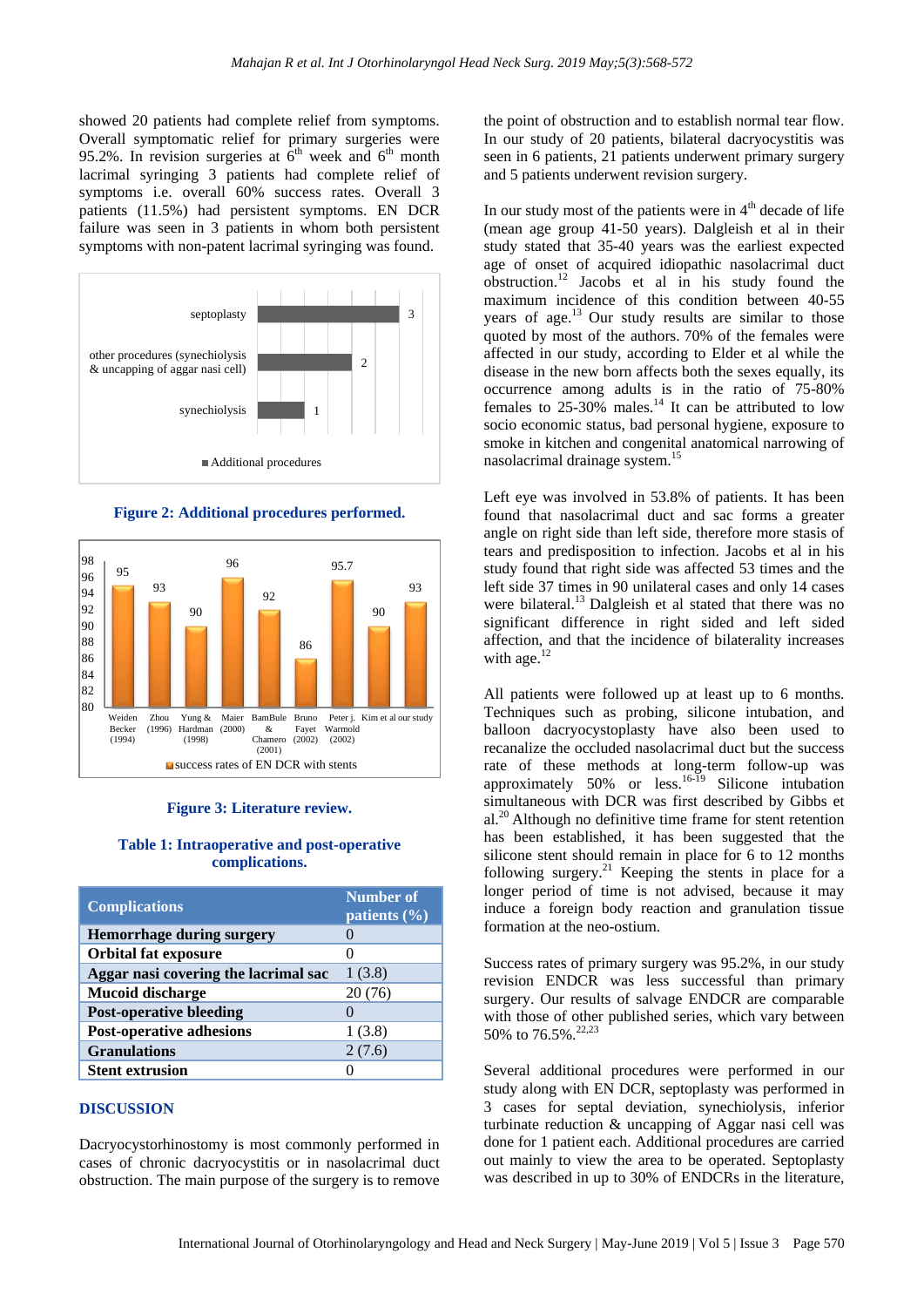showed 20 patients had complete relief from symptoms. Overall symptomatic relief for primary surgeries were 95.2%. In revision surgeries at 6th week and 6th month lacrimal syringing 3 patients had complete relief of symptoms i.e. overall 60% success rates. Overall 3 patients (11.5%) had persistent symptoms. EN DCR failure was seen in 3 patients in whom both persistent symptoms with non-patent lacrimal syringing was found.

**Figure 2: Additional procedures performed.**

**Figure 3: Literature review.**

**Table 1: Intraoperative and post-operative complications.**

| Complications | Number of patients (%) |
|---|---|
| Hemorrhage during surgery | 0 |
| Orbital fat exposure | 0 |
| Aggar nasi covering the lacrimal sac | 1 (3.8) |
| Mucoid discharge | 20 (76) |
| Post-operative bleeding | 0 |
| Post-operative adhesions | 1 (3.8) |
| Granulations | 2 (7.6) |
| Stent extrusion | 0 |

## DISCUSSION

Dacryocystorhinostomy is most commonly performed in cases of chronic dacryocystitis or in nasolacrimal duct obstruction. The main purpose of the surgery is to remove the point of obstruction and to establish normal tear flow. In our study of 20 patients, bilateral dacryocystitis was seen in 6 patients, 21 patients underwent primary surgery and 5 patients underwent revision surgery.

In our study most of the patients were in 4th decade of life (mean age group 41-50 years). Dalgleish et al in their study stated that 35-40 years was the earliest expected age of onset of acquired idiopathic nasolacrimal duct obstruction.[12] Jacobs et al in his study found the maximum incidence of this condition between 40-55 years of age.[13] Our study results are similar to those quoted by most of the authors. 70% of the females were affected in our study, according to Elder et al while the disease in the new born affects both the sexes equally, its occurrence among adults is in the ratio of 75-80% females to 25-30% males.[14] It can be attributed to low socio economic status, bad personal hygiene, exposure to smoke in kitchen and congenital anatomical narrowing of nasolacrimal drainage system.[15]

Left eye was involved in 53.8% of patients. It has been found that nasolacrimal duct and sac forms a greater angle on right side than left side, therefore more stasis of tears and predisposition to infection. Jacobs et al in his study found that right side was affected 53 times and the left side 37 times in 90 unilateral cases and only 14 cases were bilateral.[13] Dalgleish et al stated that there was no significant difference in right sided and left sided affection, and that the incidence of bilaterality increases with age.[12]

All patients were followed up at least up to 6 months. Techniques such as probing, silicone intubation, and balloon dacryocystoplasty have also been used to recanalize the occluded nasolacrimal duct but the success rate of these methods at long-term follow-up was approximately 50% or less.[16-19] Silicone intubation simultaneous with DCR was first described by Gibbs et al.[20] Although no definitive time frame for stent retention has been established, it has been suggested that the silicone stent should remain in place for 6 to 12 months following surgery.[21] Keeping the stents in place for a longer period of time is not advised, because it may induce a foreign body reaction and granulation tissue formation at the neo-ostium.

Success rates of primary surgery was 95.2%, in our study revision ENDCR was less successful than primary surgery. Our results of salvage ENDCR are comparable with those of other published series, which vary between 50% to 76.5%.[22,23]

Several additional procedures were performed in our study along with EN DCR, septoplasty was performed in 3 cases for septal deviation, synechiolysis, inferior turbinate reduction & uncapping of Aggar nasi cell was done for 1 patient each. Additional procedures are carried out mainly to view the area to be operated. Septoplasty was described in up to 30% of ENDCRs in the literature,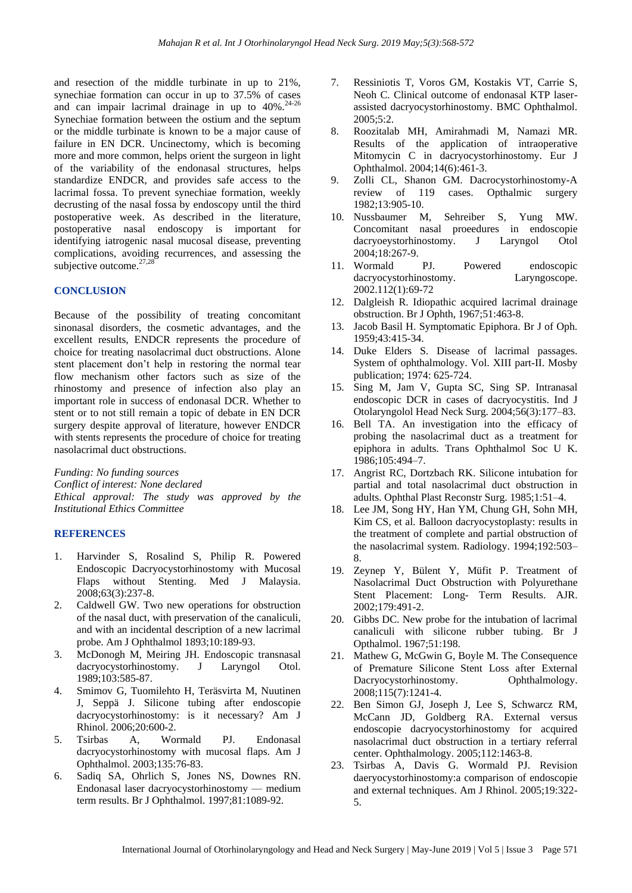and resection of the middle turbinate in up to 21%, synechiae formation can occur in up to 37.5% of cases and can impair lacrimal drainage in up to 40%.[24-26] Synechiae formation between the ostium and the septum or the middle turbinate is known to be a major cause of failure in EN DCR. Uncinectomy, which is becoming more and more common, helps orient the surgeon in light of the variability of the endonasal structures, helps standardize ENDCR, and provides safe access to the lacrimal fossa. To prevent synechiae formation, weekly decrusting of the nasal fossa by endoscopy until the third postoperative week. As described in the literature, postoperative nasal endoscopy is important for identifying iatrogenic nasal mucosal disease, preventing complications, avoiding recurrences, and assessing the subjective outcome.[27,28]

## CONCLUSION

Because of the possibility of treating concomitant sinonasal disorders, the cosmetic advantages, and the excellent results, ENDCR represents the procedure of choice for treating nasolacrimal duct obstructions. Alone stent placement don't help in restoring the normal tear flow mechanism other factors such as size of the rhinostomy and presence of infection also play an important role in success of endonasal DCR. Whether to stent or to not still remain a topic of debate in EN DCR surgery despite approval of literature, however ENDCR with stents represents the procedure of choice for treating nasolacrimal duct obstructions.

*Funding: No funding sources*
*Conflict of interest: None declared*
*Ethical approval: The study was approved by the Institutional Ethics Committee*

## REFERENCES

1. Harvinder S, Rosalind S, Philip R. Powered Endoscopic Dacryocystorhinostomy with Mucosal Flaps without Stenting. Med J Malaysia. 2008;63(3):237-8.
2. Caldwell GW. Two new operations for obstruction of the nasal duct, with preservation of the canaliculi, and with an incidental description of a new lacrimal probe. Am J Ophthalmol 1893;10:189-93.
3. McDonogh M, Meiring JH. Endoscopic transnasal dacryocystorhinostomy. J Laryngol Otol. 1989;103:585-87.
4. Smimov G, Tuomilehto H, Teräsvirta M, Nuutinen J, Seppä J. Silicone tubing after endoscopie dacryocystorhinostomy: is it necessary? Am J Rhinol. 2006;20:600-2.
5. Tsirbas A, Wormald PJ. Endonasal dacryocystorhinostomy with mucosal flaps. Am J Ophthalmol. 2003;135:76-83.
6. Sadiq SA, Ohrlich S, Jones NS, Downes RN. Endonasal laser dacryocystorhinostomy — medium term results. Br J Ophthalmol. 1997;81:1089-92.
7. Ressiniotis T, Voros GM, Kostakis VT, Carrie S, Neoh C. Clinical outcome of endonasal KTP laser-assisted dacryocystorhinostomy. BMC Ophthalmol. 2005;5:2.
8. Roozitalab MH, Amirahmadi M, Namazi MR. Results of the application of intraoperative Mitomycin C in dacryocystorhinostomy. Eur J Ophthalmol. 2004;14(6):461-3.
9. Zolli CL, Shanon GM. Dacrocystorhinostomy-A review of 119 cases. Opthalmic surgery 1982;13:905-10.
10. Nussbaumer M, Sehreiber S, Yung MW. Concomitant nasal proeedures in endoscopie dacryoeystorhinostomy. J Laryngol Otol 2004;18:267-9.
11. Wormald PJ. Powered endoscopic dacryocystorhinostomy. Laryngoscope. 2002.112(1):69-72
12. Dalgleish R. Idiopathic acquired lacrimal drainage obstruction. Br J Ophth, 1967;51:463-8.
13. Jacob Basil H. Symptomatic Epiphora. Br J of Oph. 1959;43:415-34.
14. Duke Elders S. Disease of lacrimal passages. System of ophthalmology. Vol. XIII part-II. Mosby publication; 1974: 625-724.
15. Sing M, Jam V, Gupta SC, Sing SP. Intranasal endoscopic DCR in cases of dacryocystitis. Ind J Otolaryngolol Head Neck Surg. 2004;56(3):177–83.
16. Bell TA. An investigation into the efficacy of probing the nasolacrimal duct as a treatment for epiphora in adults. Trans Ophthalmol Soc U K. 1986;105:494–7.
17. Angrist RC, Dortzbach RK. Silicone intubation for partial and total nasolacrimal duct obstruction in adults. Ophthal Plast Reconstr Surg. 1985;1:51–4.
18. Lee JM, Song HY, Han YM, Chung GH, Sohn MH, Kim CS, et al. Balloon dacryocystoplasty: results in the treatment of complete and partial obstruction of the nasolacrimal system. Radiology. 1994;192:503–8.
19. Zeynep Y, Bülent Y, Müfit P. Treatment of Nasolacrimal Duct Obstruction with Polyurethane Stent Placement: Long- Term Results. AJR. 2002;179:491-2.
20. Gibbs DC. New probe for the intubation of lacrimal canaliculi with silicone rubber tubing. Br J Opthalmol. 1967;51:198.
21. Mathew G, McGwin G, Boyle M. The Consequence of Premature Silicone Stent Loss after External Dacryocystorhinostomy. Ophthalmology. 2008;115(7):1241-4.
22. Ben Simon GJ, Joseph J, Lee S, Schwarcz RM, McCann JD, Goldberg RA. External versus endoscopie dacryocystorhinostomy for acquired nasolacrimal duct obstruction in a tertiary referral center. Ophthalmology. 2005;112:1463-8.
23. Tsirbas A, Davis G. Wormald PJ. Revision daeryocystorhinostomy:a comparison of endoscopie and external techniques. Am J Rhinol. 2005;19:322-5.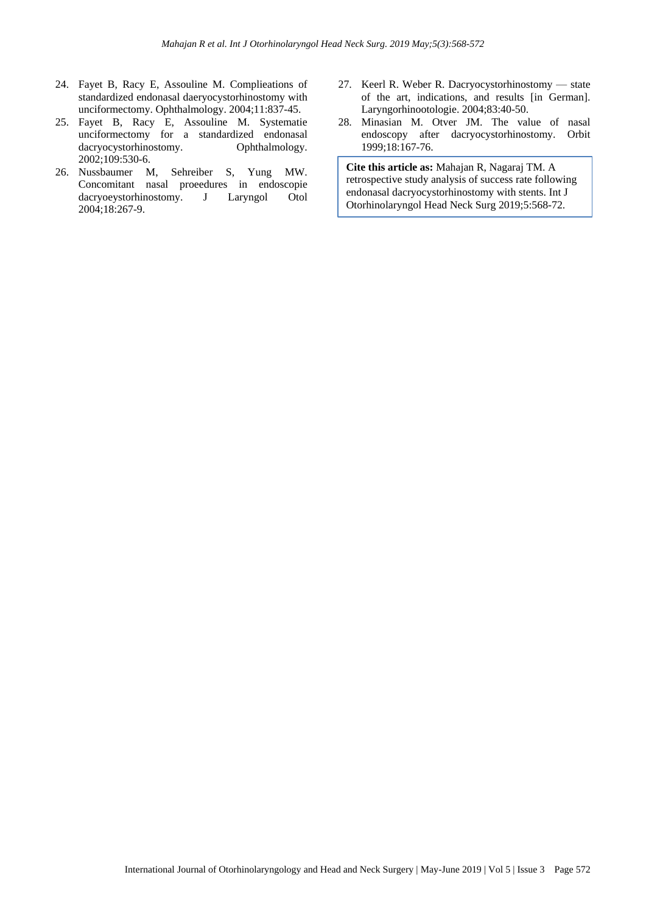24. Fayet B, Racy E, Assouline M. Complieations of standardized endonasal daeryocystorhinostomy with unciformectomy. Ophthalmology. 2004;11:837-45.
25. Fayet B, Racy E, Assouline M. Systematie unciformectomy for a standardized endonasal dacryocystorhinostomy. Ophthalmology. 2002;109:530-6.
26. Nussbaumer M, Sehreiber S, Yung MW. Concomitant nasal proeedures in endoscopie dacryoeystorhinostomy. J Laryngol Otol 2004;18:267-9.
27. Keerl R. Weber R. Dacryocystorhinostomy — state of the art, indications, and results [in German]. Laryngorhinootologie. 2004;83:40-50.
28. Minasian M. Otver JM. The value of nasal endoscopy after dacryocystorhinostomy. Orbit 1999;18:167-76.

**Cite this article as:** Mahajan R, Nagaraj TM. A retrospective study analysis of success rate following endonasal dacryocystorhinostomy with stents. Int J Otorhinolaryngol Head Neck Surg 2019;5:568-72.